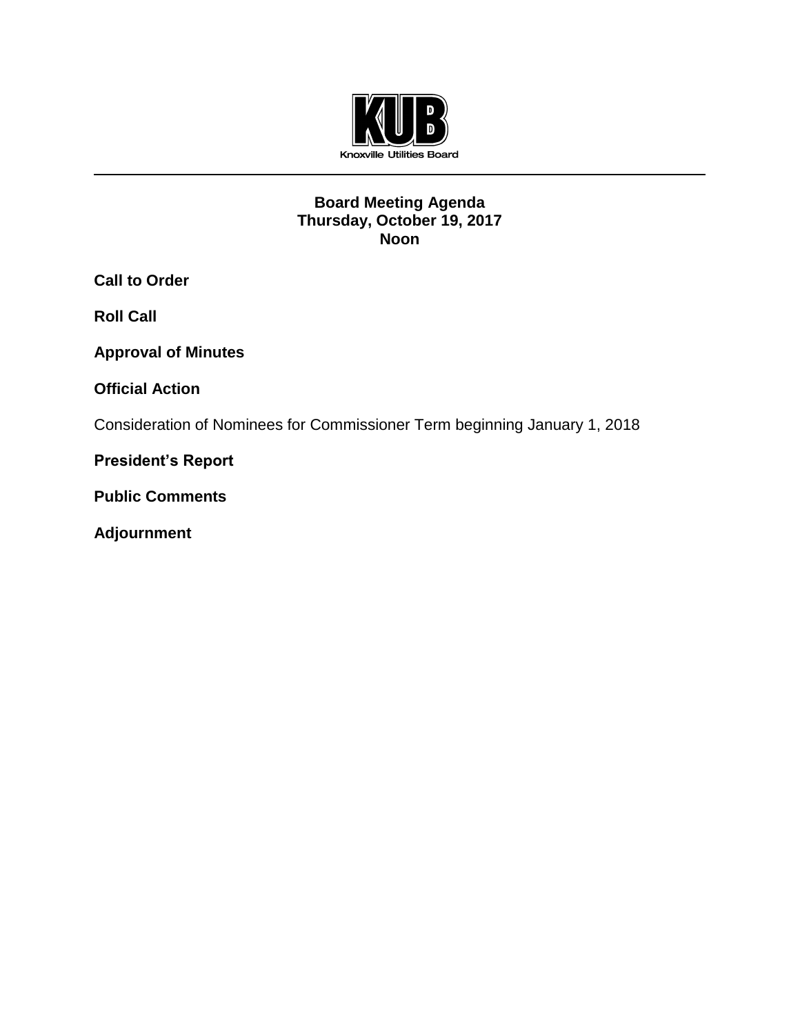KUB

Knoxville Utilities Board

# Board Meeting Agenda
## Thursday, October 19, 2017
## Noon

**Call to Order**

**Roll Call**

**Approval of Minutes**

**Official Action**

Consideration of Nominees for Commissioner Term beginning January 1, 2018

**President's Report**

**Public Comments**

**Adjournment**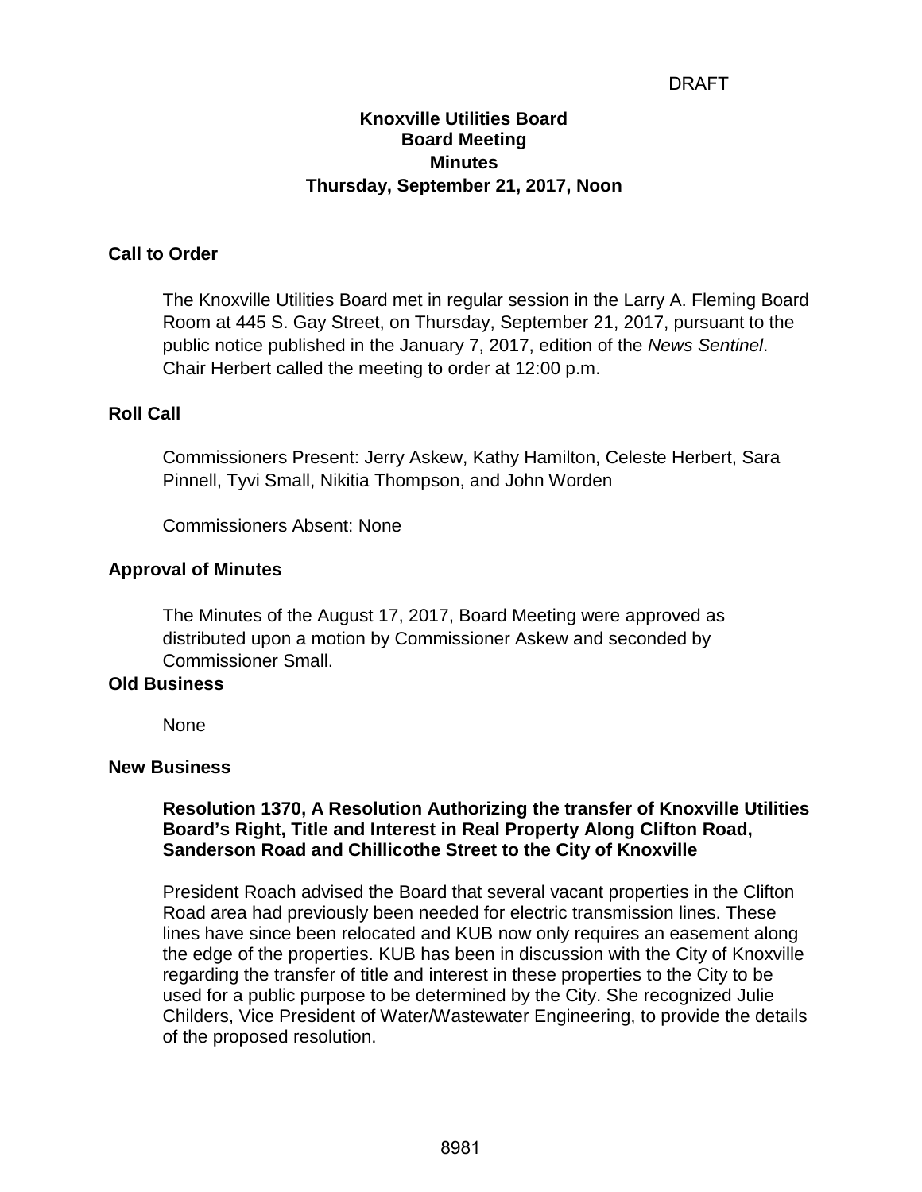DRAFT

# Knoxville Utilities Board
## Board Meeting
## Minutes
## Thursday, September 21, 2017, Noon

### Call to Order

The Knoxville Utilities Board met in regular session in the Larry A. Fleming Board Room at 445 S. Gay Street, on Thursday, September 21, 2017, pursuant to the public notice published in the January 7, 2017, edition of the *News Sentinel*. Chair Herbert called the meeting to order at 12:00 p.m.

### Roll Call

Commissioners Present: Jerry Askew, Kathy Hamilton, Celeste Herbert, Sara Pinnell, Tyvi Small, Nikitia Thompson, and John Worden

Commissioners Absent: None

### Approval of Minutes

The Minutes of the August 17, 2017, Board Meeting were approved as distributed upon a motion by Commissioner Askew and seconded by Commissioner Small.

### Old Business

None

### New Business

**Resolution 1370, A Resolution Authorizing the transfer of Knoxville Utilities Board's Right, Title and Interest in Real Property Along Clifton Road, Sanderson Road and Chillicothe Street to the City of Knoxville**

President Roach advised the Board that several vacant properties in the Clifton Road area had previously been needed for electric transmission lines. These lines have since been relocated and KUB now only requires an easement along the edge of the properties. KUB has been in discussion with the City of Knoxville regarding the transfer of title and interest in these properties to the City to be used for a public purpose to be determined by the City. She recognized Julie Childers, Vice President of Water/Wastewater Engineering, to provide the details of the proposed resolution.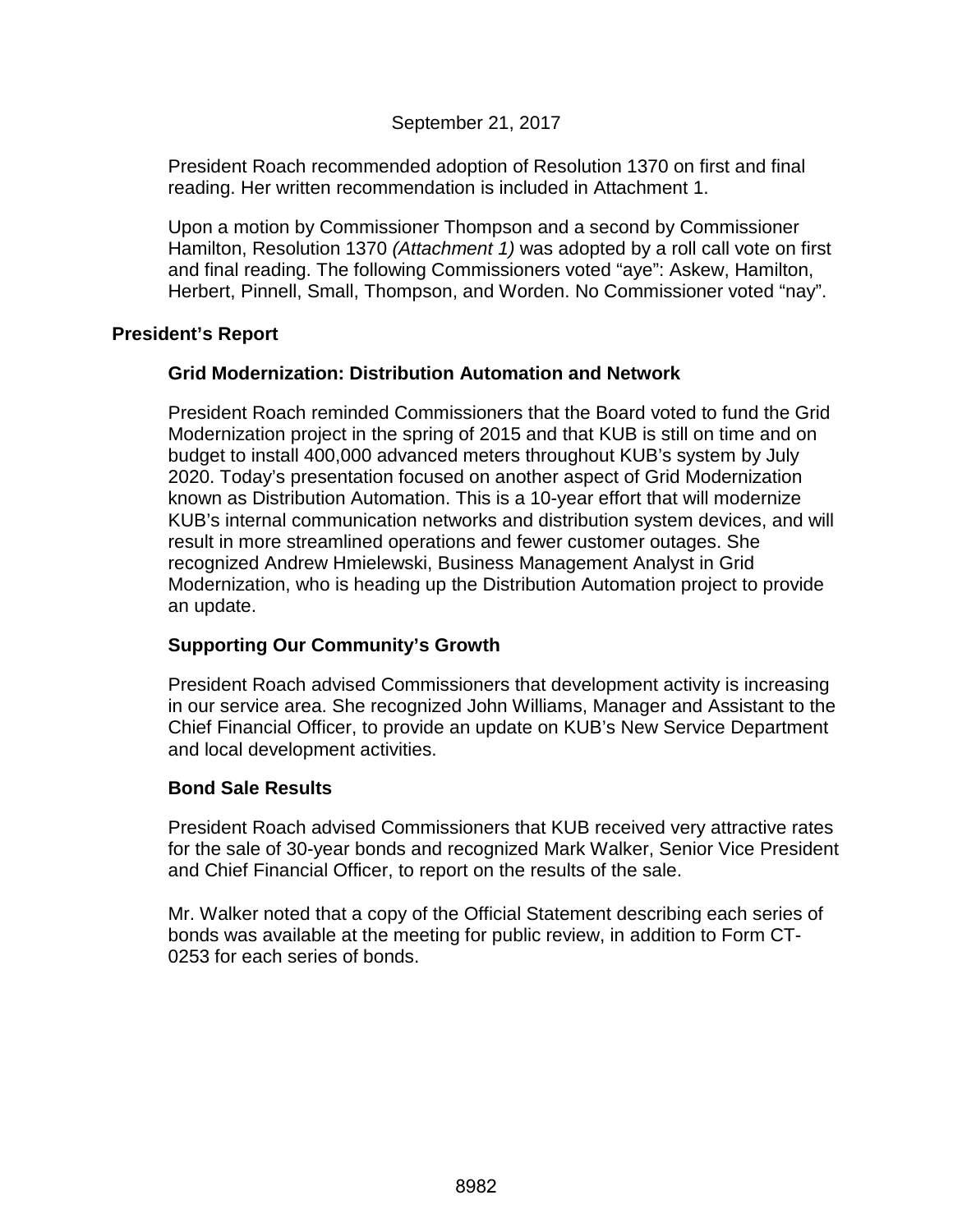September 21, 2017

President Roach recommended adoption of Resolution 1370 on first and final reading. Her written recommendation is included in Attachment 1.

Upon a motion by Commissioner Thompson and a second by Commissioner Hamilton, Resolution 1370 *(Attachment 1)* was adopted by a roll call vote on first and final reading. The following Commissioners voted "aye": Askew, Hamilton, Herbert, Pinnell, Small, Thompson, and Worden. No Commissioner voted "nay".

## President's Report

### Grid Modernization: Distribution Automation and Network

President Roach reminded Commissioners that the Board voted to fund the Grid Modernization project in the spring of 2015 and that KUB is still on time and on budget to install 400,000 advanced meters throughout KUB's system by July 2020. Today's presentation focused on another aspect of Grid Modernization known as Distribution Automation. This is a 10-year effort that will modernize KUB's internal communication networks and distribution system devices, and will result in more streamlined operations and fewer customer outages. She recognized Andrew Hmielewski, Business Management Analyst in Grid Modernization, who is heading up the Distribution Automation project to provide an update.

### Supporting Our Community's Growth

President Roach advised Commissioners that development activity is increasing in our service area. She recognized John Williams, Manager and Assistant to the Chief Financial Officer, to provide an update on KUB's New Service Department and local development activities.

### Bond Sale Results

President Roach advised Commissioners that KUB received very attractive rates for the sale of 30-year bonds and recognized Mark Walker, Senior Vice President and Chief Financial Officer, to report on the results of the sale.

Mr. Walker noted that a copy of the Official Statement describing each series of bonds was available at the meeting for public review, in addition to Form CT-0253 for each series of bonds.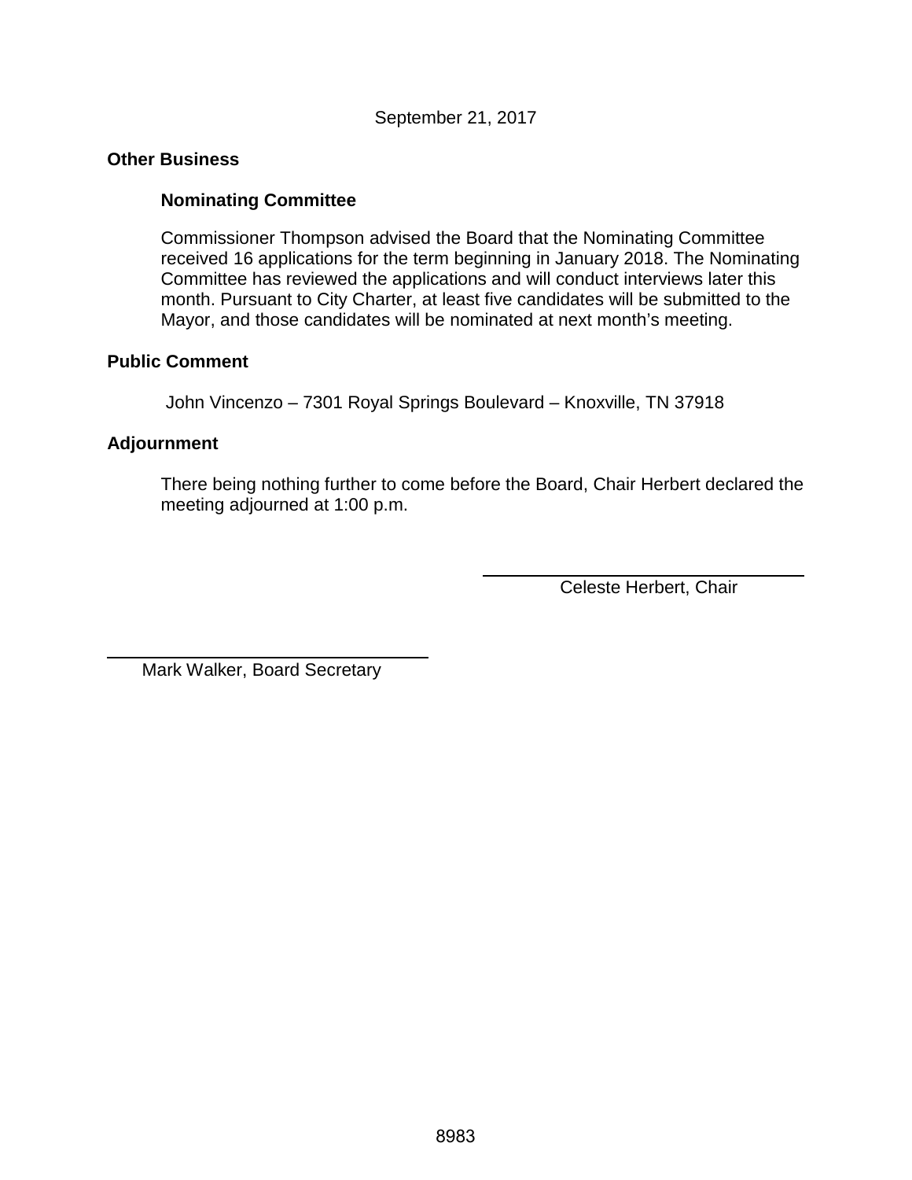September 21, 2017

## Other Business

### Nominating Committee

Commissioner Thompson advised the Board that the Nominating Committee received 16 applications for the term beginning in January 2018. The Nominating Committee has reviewed the applications and will conduct interviews later this month. Pursuant to City Charter, at least five candidates will be submitted to the Mayor, and those candidates will be nominated at next month's meeting.

## Public Comment

John Vincenzo – 7301 Royal Springs Boulevard – Knoxville, TN 37918

## Adjournment

There being nothing further to come before the Board, Chair Herbert declared the meeting adjourned at 1:00 p.m.

\_\_\_\_\_\_\_\_\_\_\_\_\_\_\_\_\_\_\_\_\_\_\_\_\_\_\_\_\_\_
Celeste Herbert, Chair

\_\_\_\_\_\_\_\_\_\_\_\_\_\_\_\_\_\_\_\_\_\_\_\_\_\_\_\_\_\_
Mark Walker, Board Secretary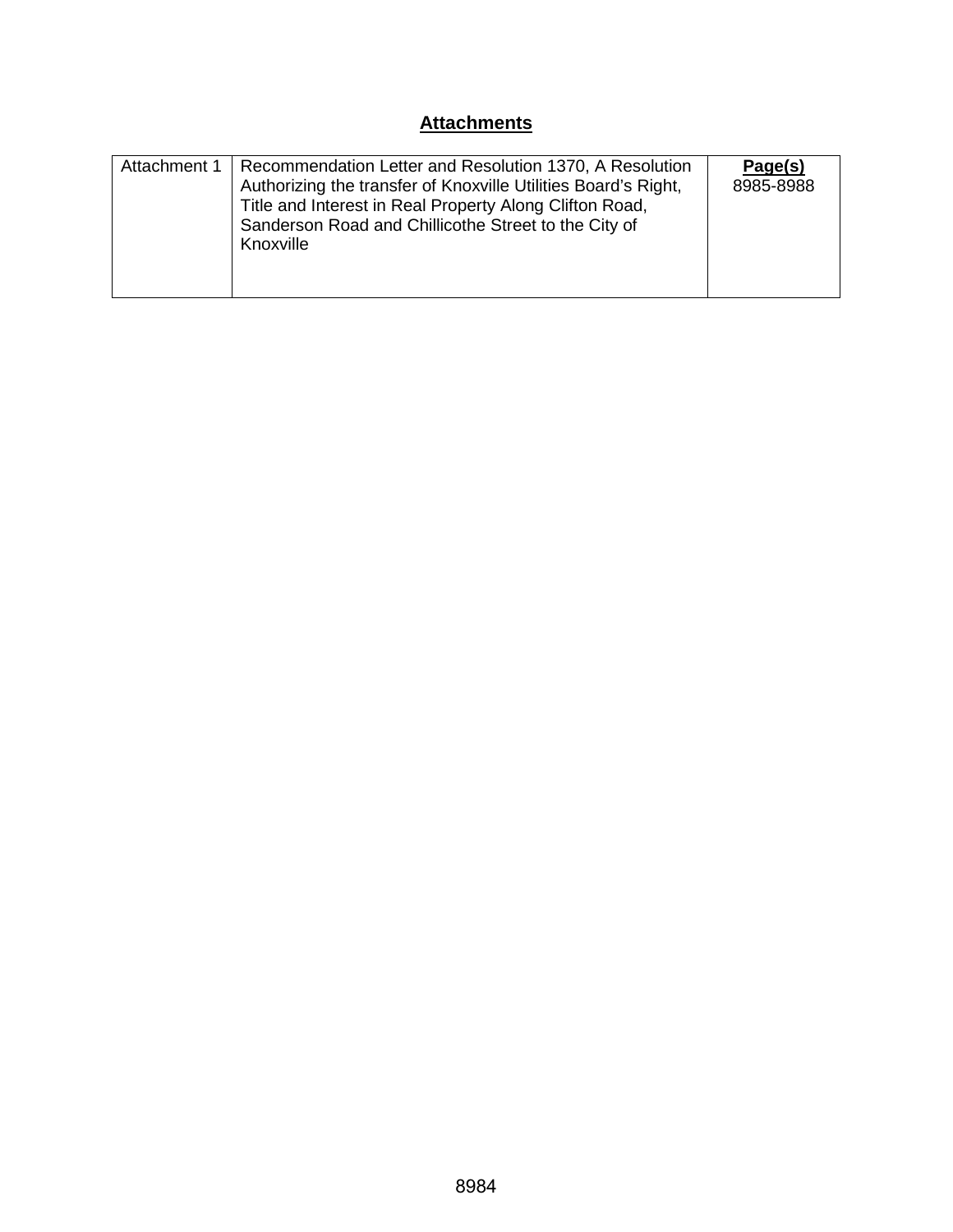## Attachments

| | | |
|---|---|---|
| Attachment 1 | Recommendation Letter and Resolution 1370, A Resolution Authorizing the transfer of Knoxville Utilities Board's Right, Title and Interest in Real Property Along Clifton Road, Sanderson Road and Chillicothe Street to the City of Knoxville | **Page(s)** 8985-8988 |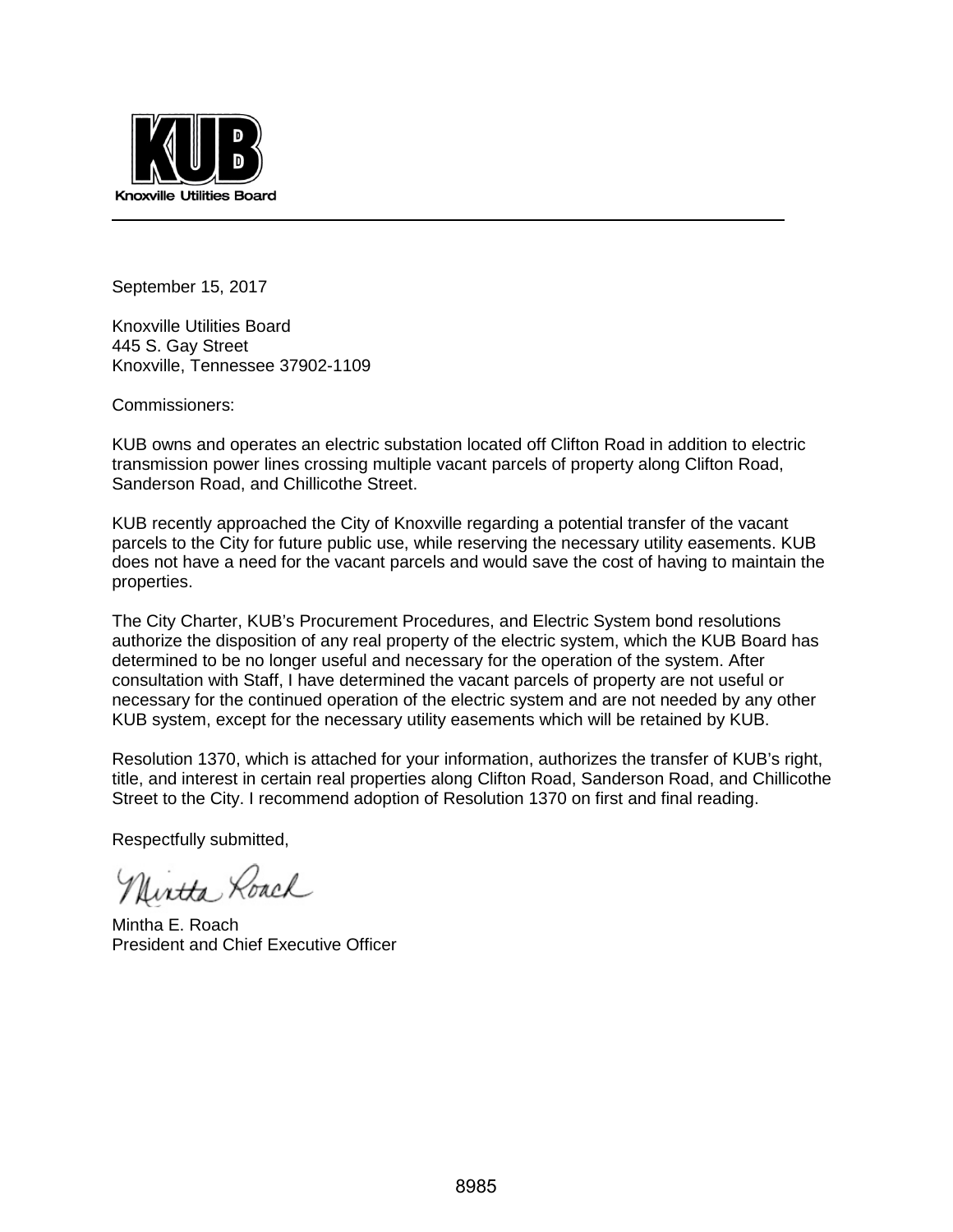Knoxville Utilities Board

September 15, 2017

Knoxville Utilities Board
445 S. Gay Street
Knoxville, Tennessee 37902-1109

Commissioners:

KUB owns and operates an electric substation located off Clifton Road in addition to electric transmission power lines crossing multiple vacant parcels of property along Clifton Road, Sanderson Road, and Chillicothe Street.

KUB recently approached the City of Knoxville regarding a potential transfer of the vacant parcels to the City for future public use, while reserving the necessary utility easements. KUB does not have a need for the vacant parcels and would save the cost of having to maintain the properties.

The City Charter, KUB's Procurement Procedures, and Electric System bond resolutions authorize the disposition of any real property of the electric system, which the KUB Board has determined to be no longer useful and necessary for the operation of the system. After consultation with Staff, I have determined the vacant parcels of property are not useful or necessary for the continued operation of the electric system and are not needed by any other KUB system, except for the necessary utility easements which will be retained by KUB.

Resolution 1370, which is attached for your information, authorizes the transfer of KUB's right, title, and interest in certain real properties along Clifton Road, Sanderson Road, and Chillicothe Street to the City. I recommend adoption of Resolution 1370 on first and final reading.

Respectfully submitted,

Mintha Roach

Mintha E. Roach
President and Chief Executive Officer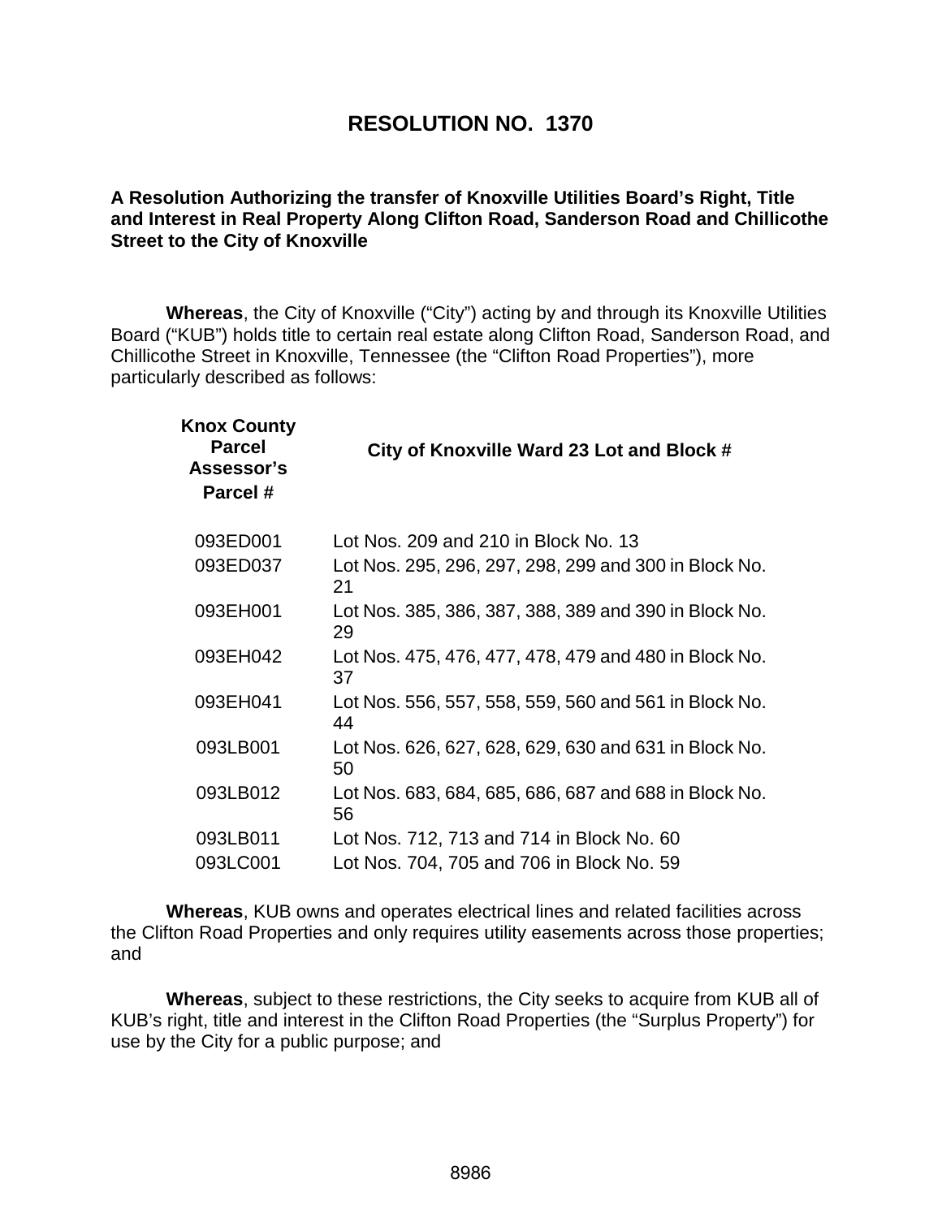# RESOLUTION NO. 1370

**A Resolution Authorizing the transfer of Knoxville Utilities Board's Right, Title and Interest in Real Property Along Clifton Road, Sanderson Road and Chillicothe Street to the City of Knoxville**

**Whereas**, the City of Knoxville ("City") acting by and through its Knoxville Utilities Board ("KUB") holds title to certain real estate along Clifton Road, Sanderson Road, and Chillicothe Street in Knoxville, Tennessee (the "Clifton Road Properties"), more particularly described as follows:

| Knox County Parcel Assessor's Parcel # | City of Knoxville Ward 23 Lot and Block # |
|---|---|
| 093ED001 | Lot Nos. 209 and 210 in Block No. 13 |
| 093ED037 | Lot Nos. 295, 296, 297, 298, 299 and 300 in Block No. 21 |
| 093EH001 | Lot Nos. 385, 386, 387, 388, 389 and 390 in Block No. 29 |
| 093EH042 | Lot Nos. 475, 476, 477, 478, 479 and 480 in Block No. 37 |
| 093EH041 | Lot Nos. 556, 557, 558, 559, 560 and 561 in Block No. 44 |
| 093LB001 | Lot Nos. 626, 627, 628, 629, 630 and 631 in Block No. 50 |
| 093LB012 | Lot Nos. 683, 684, 685, 686, 687 and 688 in Block No. 56 |
| 093LB011 | Lot Nos. 712, 713 and 714 in Block No. 60 |
| 093LC001 | Lot Nos. 704, 705 and 706 in Block No. 59 |

**Whereas**, KUB owns and operates electrical lines and related facilities across the Clifton Road Properties and only requires utility easements across those properties; and

**Whereas**, subject to these restrictions, the City seeks to acquire from KUB all of KUB's right, title and interest in the Clifton Road Properties (the "Surplus Property") for use by the City for a public purpose; and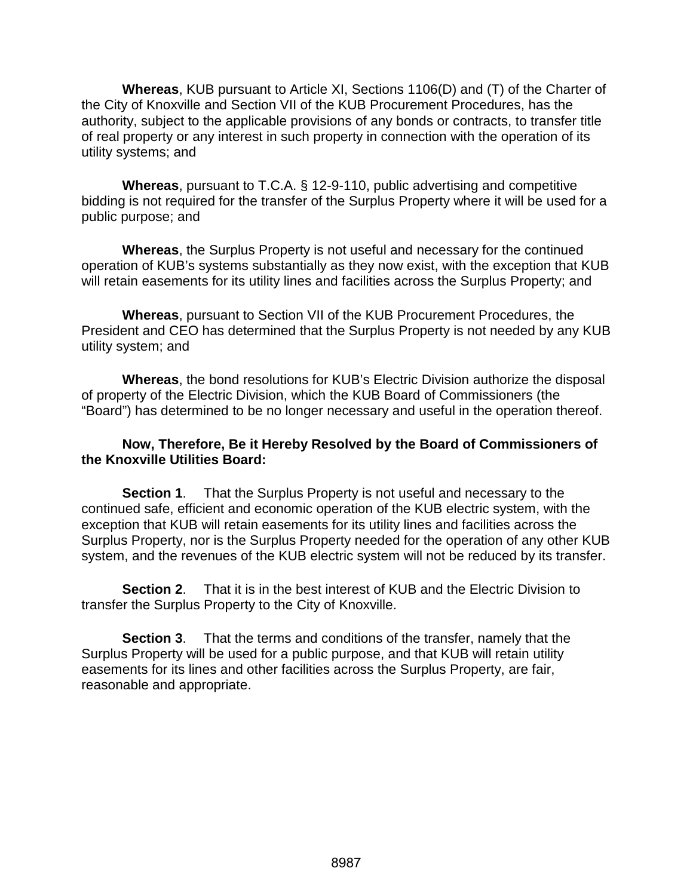**Whereas**, KUB pursuant to Article XI, Sections 1106(D) and (T) of the Charter of the City of Knoxville and Section VII of the KUB Procurement Procedures, has the authority, subject to the applicable provisions of any bonds or contracts, to transfer title of real property or any interest in such property in connection with the operation of its utility systems; and

**Whereas**, pursuant to T.C.A. § 12-9-110, public advertising and competitive bidding is not required for the transfer of the Surplus Property where it will be used for a public purpose; and

**Whereas**, the Surplus Property is not useful and necessary for the continued operation of KUB's systems substantially as they now exist, with the exception that KUB will retain easements for its utility lines and facilities across the Surplus Property; and

**Whereas**, pursuant to Section VII of the KUB Procurement Procedures, the President and CEO has determined that the Surplus Property is not needed by any KUB utility system; and

**Whereas**, the bond resolutions for KUB's Electric Division authorize the disposal of property of the Electric Division, which the KUB Board of Commissioners (the "Board") has determined to be no longer necessary and useful in the operation thereof.

**Now, Therefore, Be it Hereby Resolved by the Board of Commissioners of the Knoxville Utilities Board:**

**Section 1**. That the Surplus Property is not useful and necessary to the continued safe, efficient and economic operation of the KUB electric system, with the exception that KUB will retain easements for its utility lines and facilities across the Surplus Property, nor is the Surplus Property needed for the operation of any other KUB system, and the revenues of the KUB electric system will not be reduced by its transfer.

**Section 2**. That it is in the best interest of KUB and the Electric Division to transfer the Surplus Property to the City of Knoxville.

**Section 3**. That the terms and conditions of the transfer, namely that the Surplus Property will be used for a public purpose, and that KUB will retain utility easements for its lines and other facilities across the Surplus Property, are fair, reasonable and appropriate.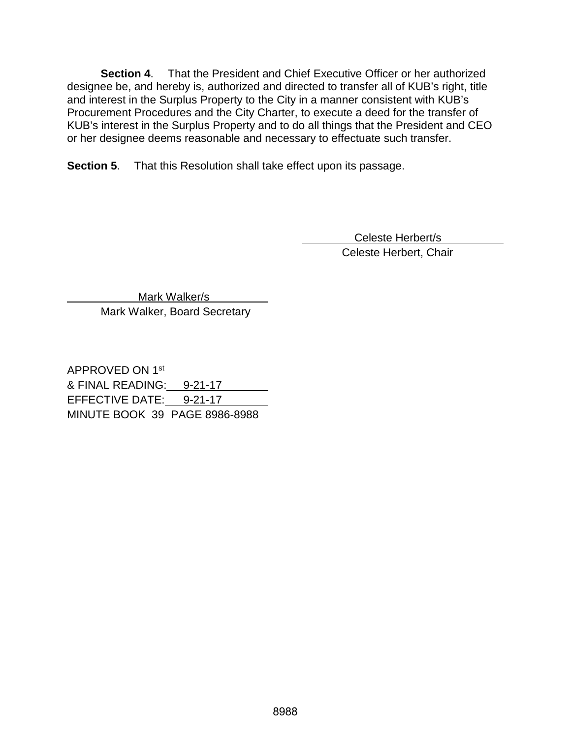**Section 4**. That the President and Chief Executive Officer or her authorized designee be, and hereby is, authorized and directed to transfer all of KUB's right, title and interest in the Surplus Property to the City in a manner consistent with KUB's Procurement Procedures and the City Charter, to execute a deed for the transfer of KUB's interest in the Surplus Property and to do all things that the President and CEO or her designee deems reasonable and necessary to effectuate such transfer.

**Section 5**. That this Resolution shall take effect upon its passage.

Celeste Herbert/s
Celeste Herbert, Chair

Mark Walker/s
Mark Walker, Board Secretary

APPROVED ON 1st
& FINAL READING: 9-21-17
EFFECTIVE DATE: 9-21-17
MINUTE BOOK 39 PAGE 8986-8988